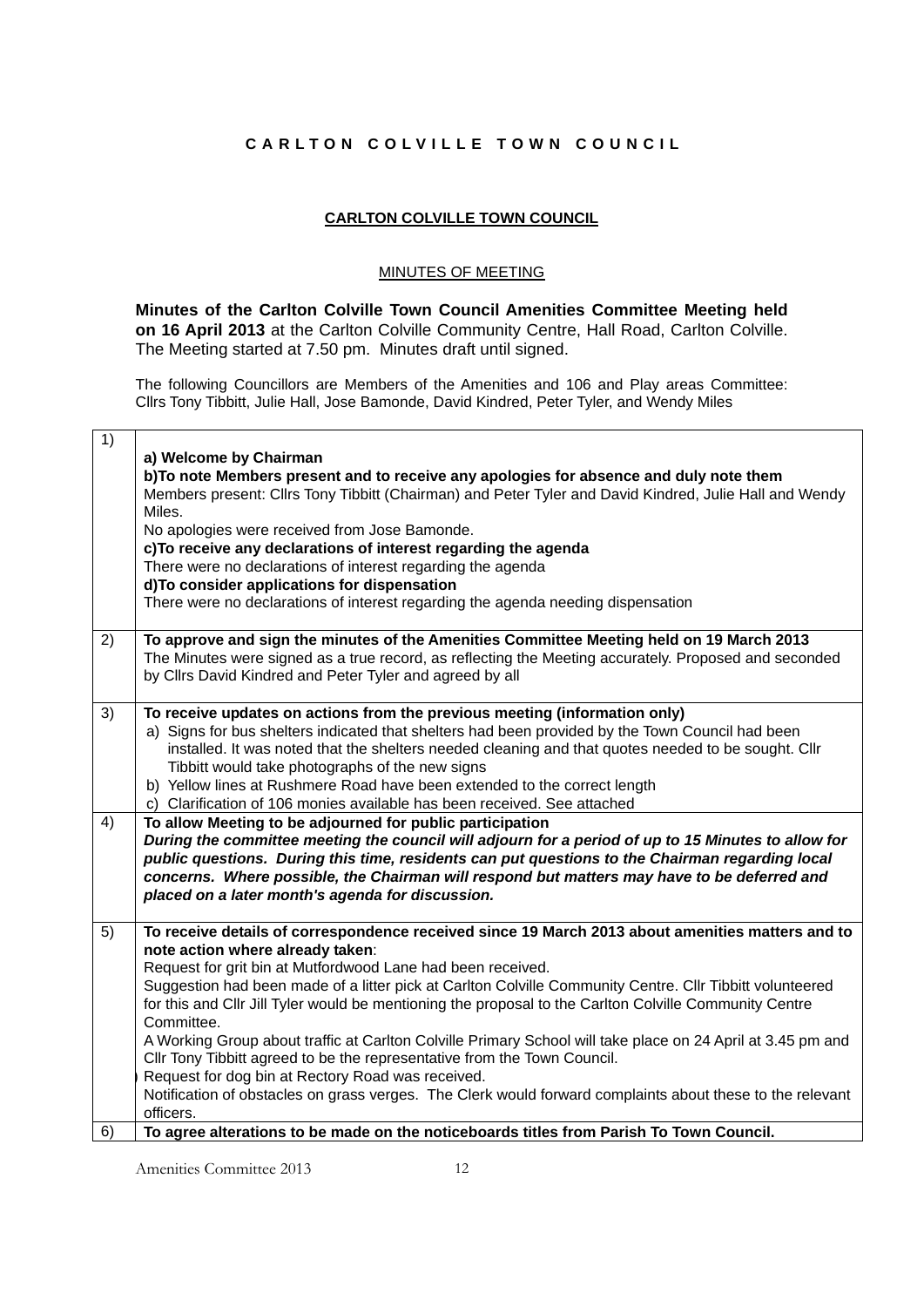**C A R L T O N   C O L V I L L E   T O W N   C O U N C I L**

**CARLTON COLVILLE TOWN COUNCIL**

MINUTES OF MEETING

**Minutes of the Carlton Colville Town Council Amenities Committee Meeting held on 16 April 2013** at the Carlton Colville Community Centre, Hall Road, Carlton Colville. The Meeting started at 7.50 pm. Minutes draft until signed.

The following Councillors are Members of the Amenities and 106 and Play areas Committee: Cllrs Tony Tibbitt, Julie Hall, Jose Bamonde, David Kindred, Peter Tyler, and Wendy Miles

| | |
|---|---|
| 1) | **a) Welcome by Chairman**<br>**b)To note Members present and to receive any apologies for absence and duly note them**<br>Members present: Cllrs Tony Tibbitt (Chairman) and Peter Tyler and David Kindred, Julie Hall and Wendy Miles.<br>No apologies were received from Jose Bamonde.<br>**c)To receive any declarations of interest regarding the agenda**<br>There were no declarations of interest regarding the agenda<br>**d)To consider applications for dispensation**<br>There were no declarations of interest regarding the agenda needing dispensation |
| 2) | **To approve and sign the minutes of the Amenities Committee Meeting held on 19 March 2013**<br>The Minutes were signed as a true record, as reflecting the Meeting accurately. Proposed and seconded by Cllrs David Kindred and Peter Tyler and agreed by all |
| 3) | **To receive updates on actions from the previous meeting (information only)**<br>a) Signs for bus shelters indicated that shelters had been provided by the Town Council had been installed. It was noted that the shelters needed cleaning and that quotes needed to be sought. Cllr Tibbitt would take photographs of the new signs<br>b) Yellow lines at Rushmere Road have been extended to the correct length<br>c) Clarification of 106 monies available has been received. See attached |
| 4) | **To allow Meeting to be adjourned for public participation**<br>***During the committee meeting the council will adjourn for a period of up to 15 Minutes to allow for public questions. During this time, residents can put questions to the Chairman regarding local concerns. Where possible, the Chairman will respond but matters may have to be deferred and placed on a later month's agenda for discussion.*** |
| 5) | **To receive details of correspondence received since 19 March 2013 about amenities matters and to note action where already taken**:<br>Request for grit bin at Mutfordwood Lane had been received.<br>Suggestion had been made of a litter pick at Carlton Colville Community Centre. Cllr Tibbitt volunteered for this and Cllr Jill Tyler would be mentioning the proposal to the Carlton Colville Community Centre Committee.<br>A Working Group about traffic at Carlton Colville Primary School will take place on 24 April at 3.45 pm and Cllr Tony Tibbitt agreed to be the representative from the Town Council.<br>Request for dog bin at Rectory Road was received.<br>Notification of obstacles on grass verges. The Clerk would forward complaints about these to the relevant officers. |
| 6) | **To agree alterations to be made on the noticeboards titles from Parish To Town Council.** |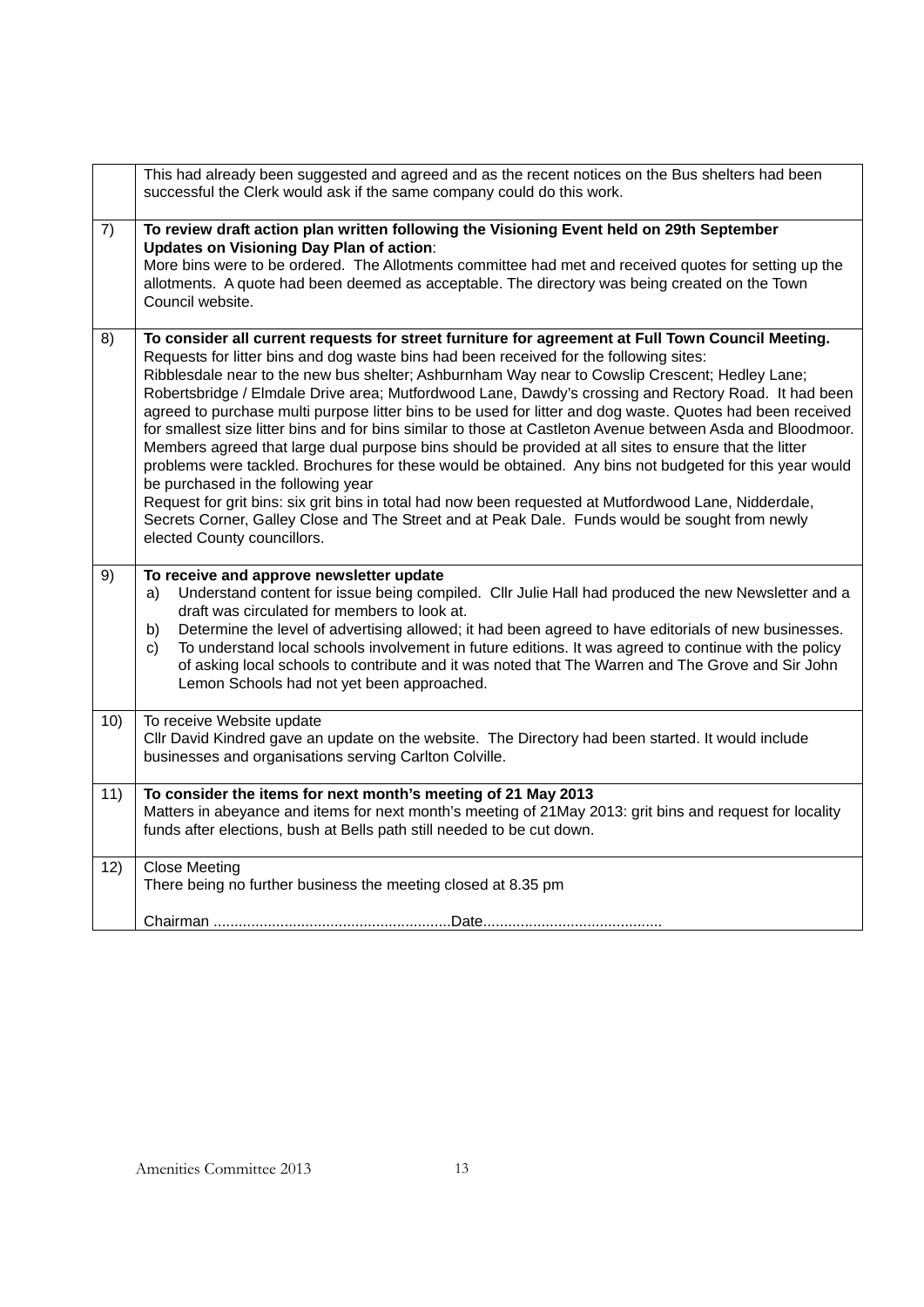| | |
|---|---|
| | This had already been suggested and agreed and as the recent notices on the Bus shelters had been successful the Clerk would ask if the same company could do this work. |
| 7) | **To review draft action plan written following the Visioning Event held on 29th September** **Updates on Visioning Day Plan of action**: More bins were to be ordered. The Allotments committee had met and received quotes for setting up the allotments. A quote had been deemed as acceptable. The directory was being created on the Town Council website. |
| 8) | **To consider all current requests for street furniture for agreement at Full Town Council Meeting.** Requests for litter bins and dog waste bins had been received for the following sites: Ribblesdale near to the new bus shelter; Ashburnham Way near to Cowslip Crescent; Hedley Lane; Robertsbridge / Elmdale Drive area; Mutfordwood Lane, Dawdy's crossing and Rectory Road. It had been agreed to purchase multi purpose litter bins to be used for litter and dog waste. Quotes had been received for smallest size litter bins and for bins similar to those at Castleton Avenue between Asda and Bloodmoor. Members agreed that large dual purpose bins should be provided at all sites to ensure that the litter problems were tackled. Brochures for these would be obtained. Any bins not budgeted for this year would be purchased in the following year<br>Request for grit bins: six grit bins in total had now been requested at Mutfordwood Lane, Nidderdale, Secrets Corner, Galley Close and The Street and at Peak Dale. Funds would be sought from newly elected County councillors. |
| 9) | **To receive and approve newsletter update**<br>a) Understand content for issue being compiled. Cllr Julie Hall had produced the new Newsletter and a draft was circulated for members to look at.<br>b) Determine the level of advertising allowed; it had been agreed to have editorials of new businesses.<br>c) To understand local schools involvement in future editions. It was agreed to continue with the policy of asking local schools to contribute and it was noted that The Warren and The Grove and Sir John Lemon Schools had not yet been approached. |
| 10) | To receive Website update<br>Cllr David Kindred gave an update on the website. The Directory had been started. It would include businesses and organisations serving Carlton Colville. |
| 11) | **To consider the items for next month's meeting of 21 May 2013**<br>Matters in abeyance and items for next month's meeting of 21May 2013: grit bins and request for locality funds after elections, bush at Bells path still needed to be cut down. |
| 12) | Close Meeting<br>There being no further business the meeting closed at 8.35 pm<br><br>Chairman ..........................................................Date........................................... |